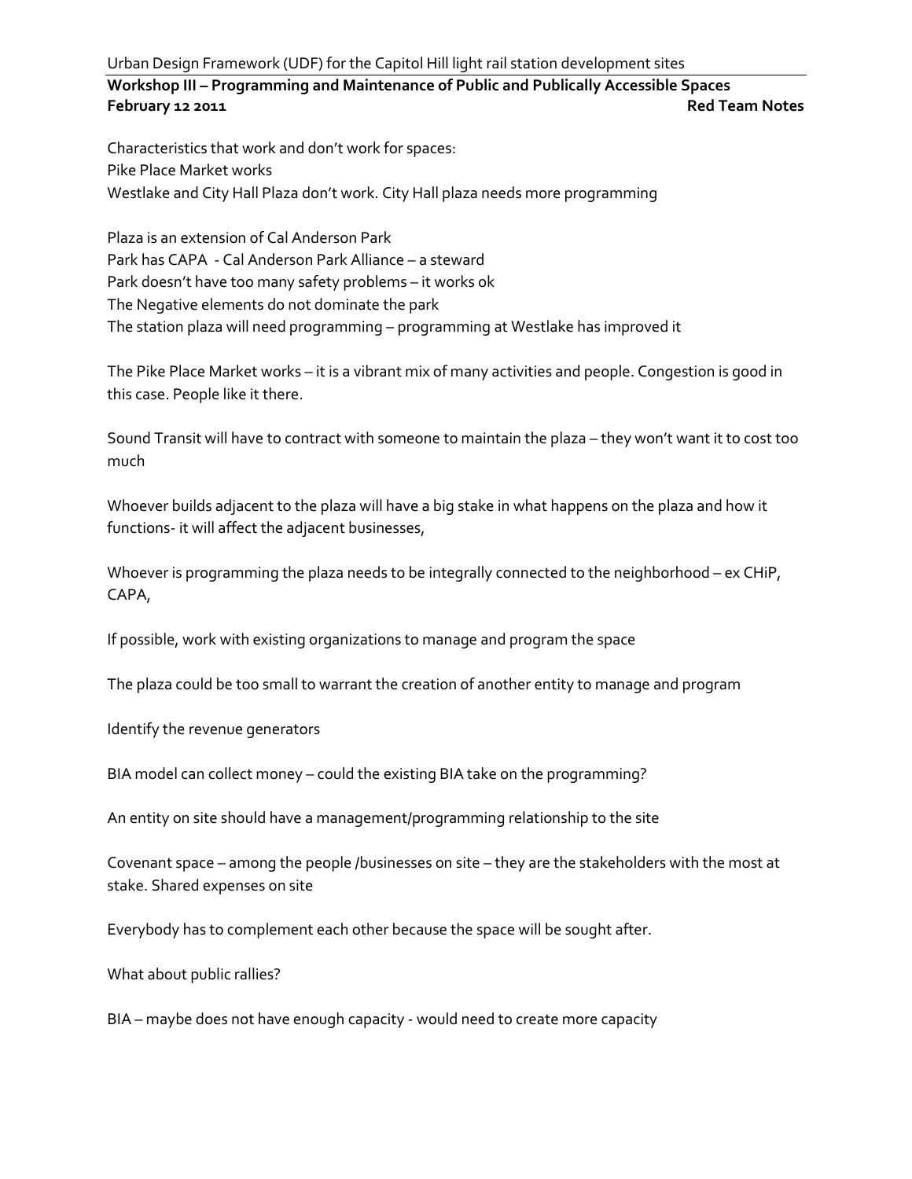Urban Design Framework (UDF) for the Capitol Hill light rail station development sites

**Workshop III – Programming and Maintenance of Public and Publically Accessible Spaces**

**February 12 2011** **Red Team Notes**

Characteristics that work and don't work for spaces:
Pike Place Market works
Westlake and City Hall Plaza don't work. City Hall plaza needs more programming

Plaza is an extension of Cal Anderson Park
Park has CAPA - Cal Anderson Park Alliance – a steward
Park doesn't have too many safety problems – it works ok
The Negative elements do not dominate the park
The station plaza will need programming – programming at Westlake has improved it

The Pike Place Market works – it is a vibrant mix of many activities and people. Congestion is good in this case. People like it there.

Sound Transit will have to contract with someone to maintain the plaza – they won't want it to cost too much

Whoever builds adjacent to the plaza will have a big stake in what happens on the plaza and how it functions- it will affect the adjacent businesses,

Whoever is programming the plaza needs to be integrally connected to the neighborhood – ex CHiP, CAPA,

If possible, work with existing organizations to manage and program the space

The plaza could be too small to warrant the creation of another entity to manage and program

Identify the revenue generators

BIA model can collect money – could the existing BIA take on the programming?

An entity on site should have a management/programming relationship to the site

Covenant space – among the people /businesses on site – they are the stakeholders with the most at stake. Shared expenses on site

Everybody has to complement each other because the space will be sought after.

What about public rallies?

BIA – maybe does not have enough capacity - would need to create more capacity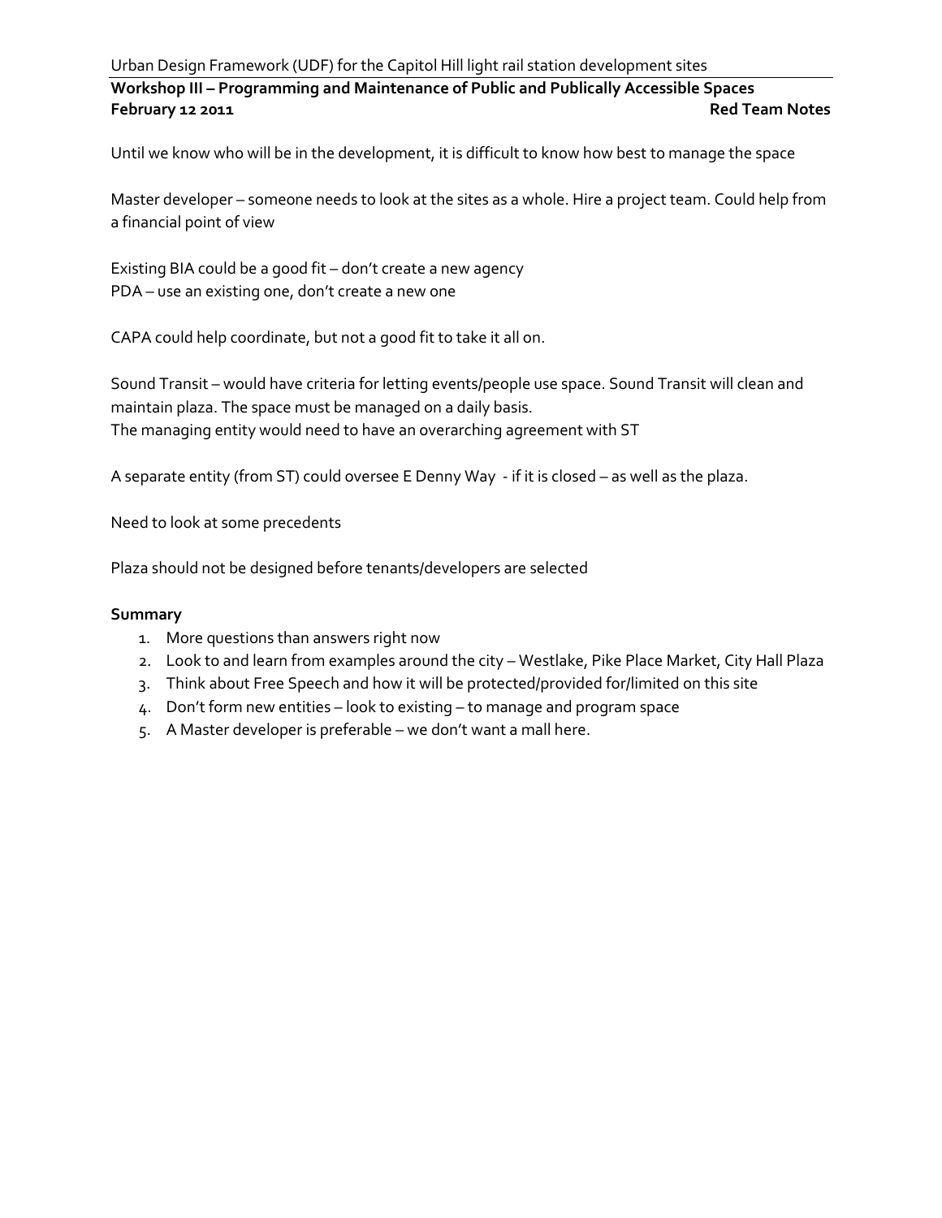Urban Design Framework (UDF) for the Capitol Hill light rail station development sites

**Workshop III – Programming and Maintenance of Public and Publically Accessible Spaces**

**February 12 2011** **Red Team Notes**

Until we know who will be in the development, it is difficult to know how best to manage the space

Master developer – someone needs to look at the sites as a whole. Hire a project team. Could help from a financial point of view

Existing BIA could be a good fit – don't create a new agency
PDA – use an existing one, don't create a new one

CAPA could help coordinate, but not a good fit to take it all on.

Sound Transit – would have criteria for letting events/people use space. Sound Transit will clean and maintain plaza. The space must be managed on a daily basis.
The managing entity would need to have an overarching agreement with ST

A separate entity (from ST) could oversee E Denny Way - if it is closed – as well as the plaza.

Need to look at some precedents

Plaza should not be designed before tenants/developers are selected

**Summary**

1. More questions than answers right now
2. Look to and learn from examples around the city – Westlake, Pike Place Market, City Hall Plaza
3. Think about Free Speech and how it will be protected/provided for/limited on this site
4. Don't form new entities – look to existing – to manage and program space
5. A Master developer is preferable – we don't want a mall here.